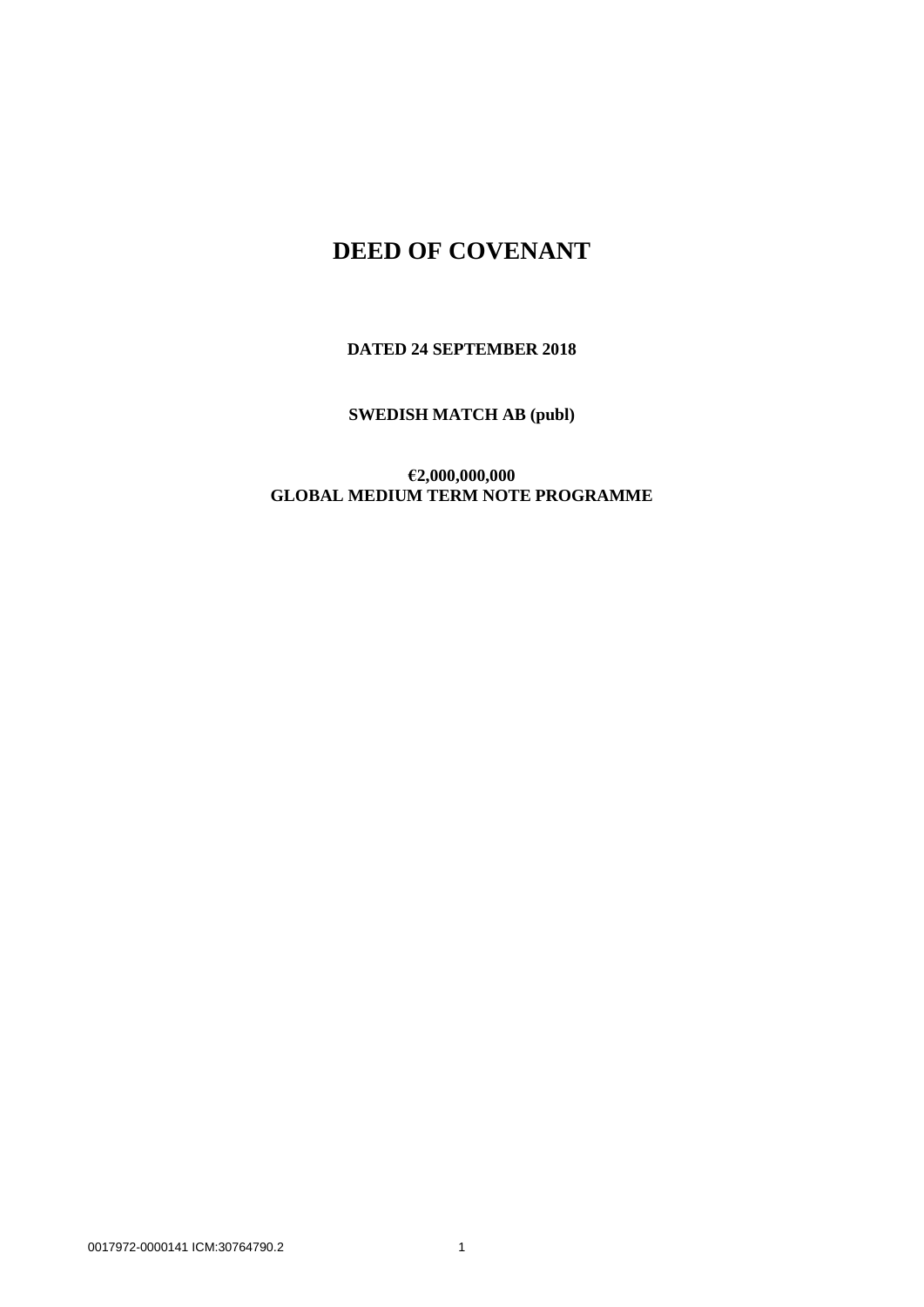# DEED OF COVENANT

**DATED 24 SEPTEMBER 2018**

**SWEDISH MATCH AB (publ)**

**€2,000,000,000**
**GLOBAL MEDIUM TERM NOTE PROGRAMME**

0017972-0000141 ICM:30764790.2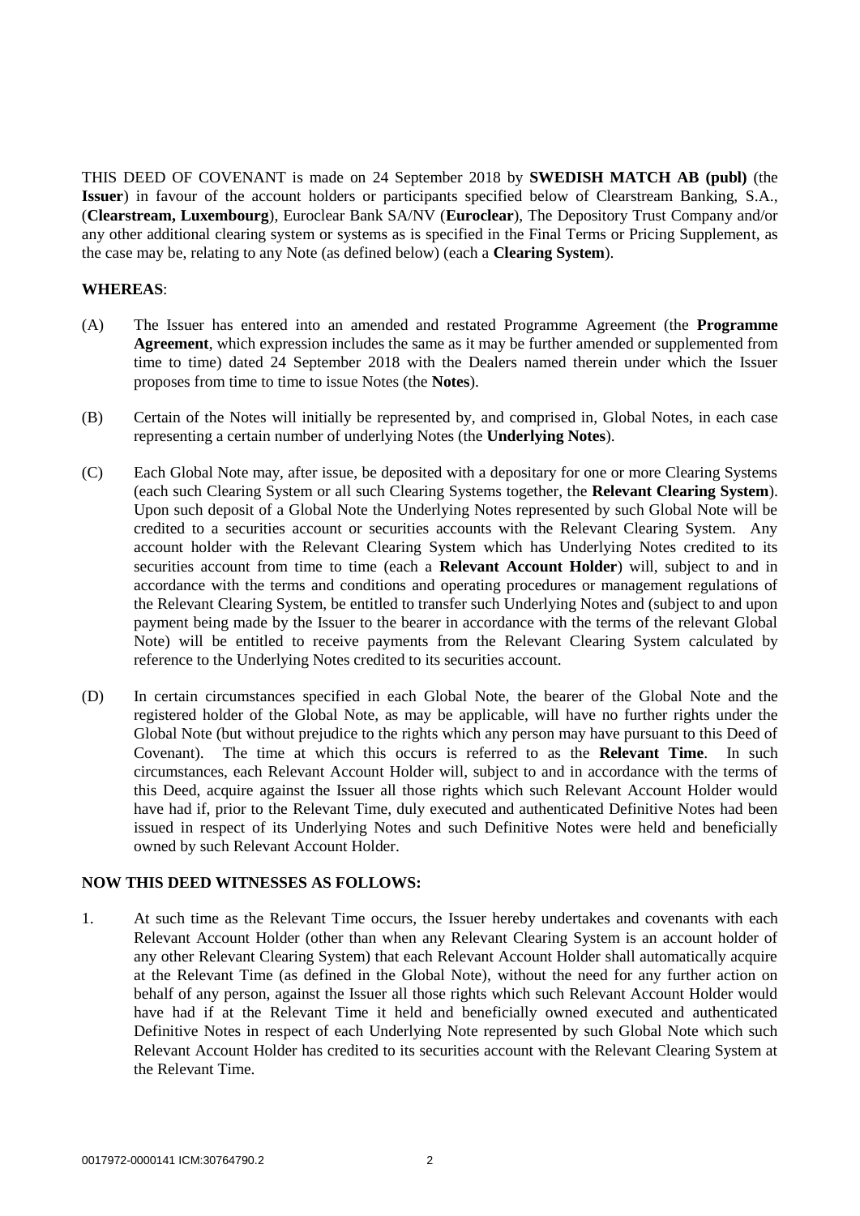THIS DEED OF COVENANT is made on 24 September 2018 by **SWEDISH MATCH AB (publ)** (the **Issuer**) in favour of the account holders or participants specified below of Clearstream Banking, S.A., (**Clearstream, Luxembourg**), Euroclear Bank SA/NV (**Euroclear**), The Depository Trust Company and/or any other additional clearing system or systems as is specified in the Final Terms or Pricing Supplement, as the case may be, relating to any Note (as defined below) (each a **Clearing System**).

**WHEREAS**:

(A) The Issuer has entered into an amended and restated Programme Agreement (the **Programme Agreement**, which expression includes the same as it may be further amended or supplemented from time to time) dated 24 September 2018 with the Dealers named therein under which the Issuer proposes from time to time to issue Notes (the **Notes**).

(B) Certain of the Notes will initially be represented by, and comprised in, Global Notes, in each case representing a certain number of underlying Notes (the **Underlying Notes**).

(C) Each Global Note may, after issue, be deposited with a depositary for one or more Clearing Systems (each such Clearing System or all such Clearing Systems together, the **Relevant Clearing System**). Upon such deposit of a Global Note the Underlying Notes represented by such Global Note will be credited to a securities account or securities accounts with the Relevant Clearing System. Any account holder with the Relevant Clearing System which has Underlying Notes credited to its securities account from time to time (each a **Relevant Account Holder**) will, subject to and in accordance with the terms and conditions and operating procedures or management regulations of the Relevant Clearing System, be entitled to transfer such Underlying Notes and (subject to and upon payment being made by the Issuer to the bearer in accordance with the terms of the relevant Global Note) will be entitled to receive payments from the Relevant Clearing System calculated by reference to the Underlying Notes credited to its securities account.

(D) In certain circumstances specified in each Global Note, the bearer of the Global Note and the registered holder of the Global Note, as may be applicable, will have no further rights under the Global Note (but without prejudice to the rights which any person may have pursuant to this Deed of Covenant). The time at which this occurs is referred to as the **Relevant Time**. In such circumstances, each Relevant Account Holder will, subject to and in accordance with the terms of this Deed, acquire against the Issuer all those rights which such Relevant Account Holder would have had if, prior to the Relevant Time, duly executed and authenticated Definitive Notes had been issued in respect of its Underlying Notes and such Definitive Notes were held and beneficially owned by such Relevant Account Holder.

**NOW THIS DEED WITNESSES AS FOLLOWS:**

1. At such time as the Relevant Time occurs, the Issuer hereby undertakes and covenants with each Relevant Account Holder (other than when any Relevant Clearing System is an account holder of any other Relevant Clearing System) that each Relevant Account Holder shall automatically acquire at the Relevant Time (as defined in the Global Note), without the need for any further action on behalf of any person, against the Issuer all those rights which such Relevant Account Holder would have had if at the Relevant Time it held and beneficially owned executed and authenticated Definitive Notes in respect of each Underlying Note represented by such Global Note which such Relevant Account Holder has credited to its securities account with the Relevant Clearing System at the Relevant Time.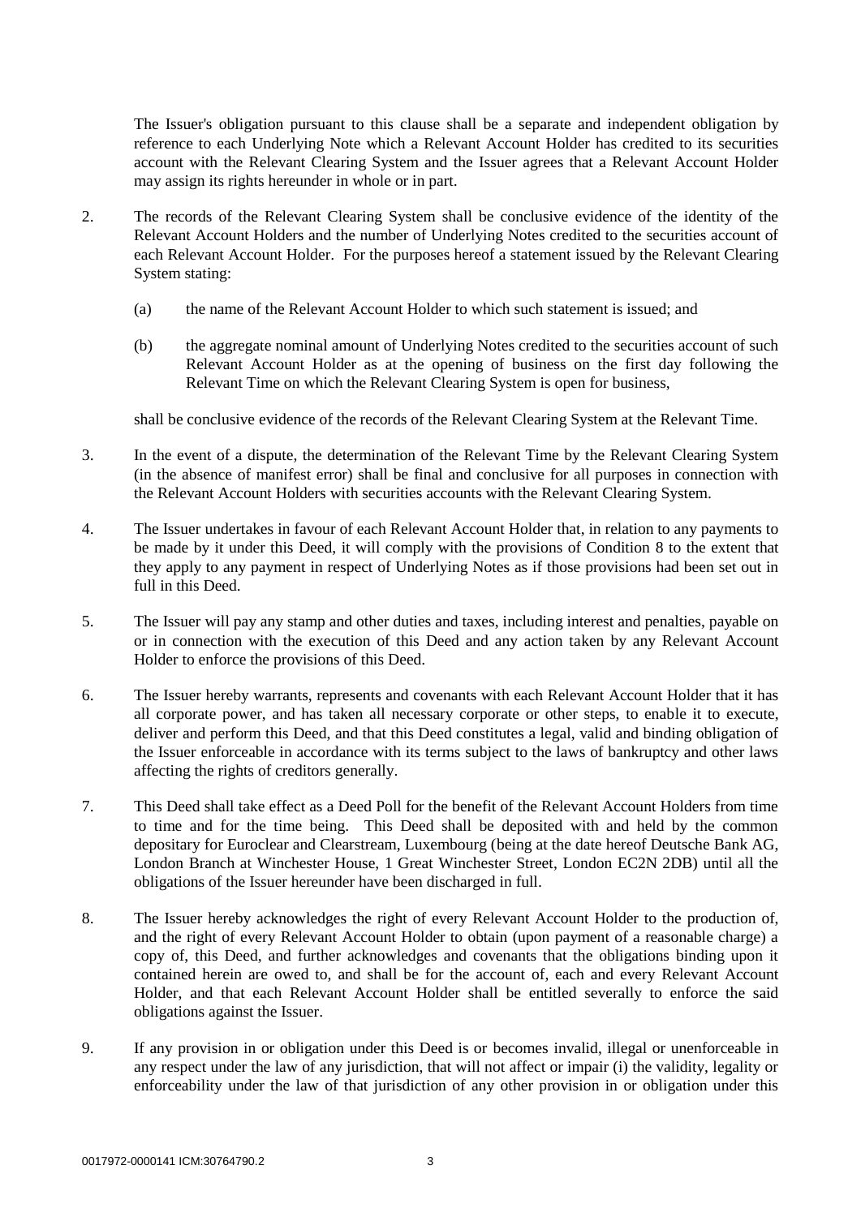The Issuer's obligation pursuant to this clause shall be a separate and independent obligation by reference to each Underlying Note which a Relevant Account Holder has credited to its securities account with the Relevant Clearing System and the Issuer agrees that a Relevant Account Holder may assign its rights hereunder in whole or in part.

2. The records of the Relevant Clearing System shall be conclusive evidence of the identity of the Relevant Account Holders and the number of Underlying Notes credited to the securities account of each Relevant Account Holder. For the purposes hereof a statement issued by the Relevant Clearing System stating:

   (a) the name of the Relevant Account Holder to which such statement is issued; and

   (b) the aggregate nominal amount of Underlying Notes credited to the securities account of such Relevant Account Holder as at the opening of business on the first day following the Relevant Time on which the Relevant Clearing System is open for business,

   shall be conclusive evidence of the records of the Relevant Clearing System at the Relevant Time.

3. In the event of a dispute, the determination of the Relevant Time by the Relevant Clearing System (in the absence of manifest error) shall be final and conclusive for all purposes in connection with the Relevant Account Holders with securities accounts with the Relevant Clearing System.

4. The Issuer undertakes in favour of each Relevant Account Holder that, in relation to any payments to be made by it under this Deed, it will comply with the provisions of Condition 8 to the extent that they apply to any payment in respect of Underlying Notes as if those provisions had been set out in full in this Deed.

5. The Issuer will pay any stamp and other duties and taxes, including interest and penalties, payable on or in connection with the execution of this Deed and any action taken by any Relevant Account Holder to enforce the provisions of this Deed.

6. The Issuer hereby warrants, represents and covenants with each Relevant Account Holder that it has all corporate power, and has taken all necessary corporate or other steps, to enable it to execute, deliver and perform this Deed, and that this Deed constitutes a legal, valid and binding obligation of the Issuer enforceable in accordance with its terms subject to the laws of bankruptcy and other laws affecting the rights of creditors generally.

7. This Deed shall take effect as a Deed Poll for the benefit of the Relevant Account Holders from time to time and for the time being. This Deed shall be deposited with and held by the common depositary for Euroclear and Clearstream, Luxembourg (being at the date hereof Deutsche Bank AG, London Branch at Winchester House, 1 Great Winchester Street, London EC2N 2DB) until all the obligations of the Issuer hereunder have been discharged in full.

8. The Issuer hereby acknowledges the right of every Relevant Account Holder to the production of, and the right of every Relevant Account Holder to obtain (upon payment of a reasonable charge) a copy of, this Deed, and further acknowledges and covenants that the obligations binding upon it contained herein are owed to, and shall be for the account of, each and every Relevant Account Holder, and that each Relevant Account Holder shall be entitled severally to enforce the said obligations against the Issuer.

9. If any provision in or obligation under this Deed is or becomes invalid, illegal or unenforceable in any respect under the law of any jurisdiction, that will not affect or impair (i) the validity, legality or enforceability under the law of that jurisdiction of any other provision in or obligation under this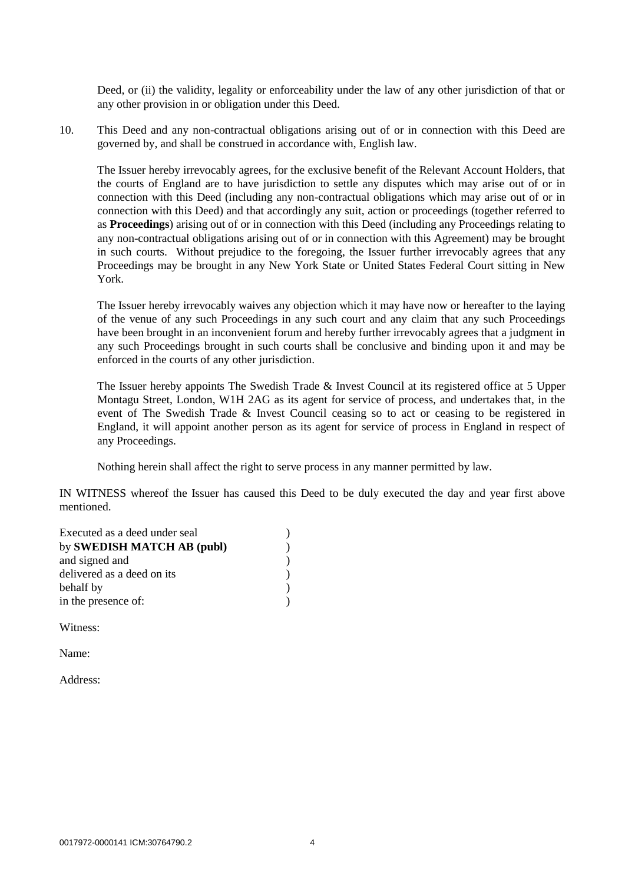Deed, or (ii) the validity, legality or enforceability under the law of any other jurisdiction of that or any other provision in or obligation under this Deed.

10. This Deed and any non-contractual obligations arising out of or in connection with this Deed are governed by, and shall be construed in accordance with, English law.

    The Issuer hereby irrevocably agrees, for the exclusive benefit of the Relevant Account Holders, that the courts of England are to have jurisdiction to settle any disputes which may arise out of or in connection with this Deed (including any non-contractual obligations which may arise out of or in connection with this Deed) and that accordingly any suit, action or proceedings (together referred to as **Proceedings**) arising out of or in connection with this Deed (including any Proceedings relating to any non-contractual obligations arising out of or in connection with this Agreement) may be brought in such courts. Without prejudice to the foregoing, the Issuer further irrevocably agrees that any Proceedings may be brought in any New York State or United States Federal Court sitting in New York.

    The Issuer hereby irrevocably waives any objection which it may have now or hereafter to the laying of the venue of any such Proceedings in any such court and any claim that any such Proceedings have been brought in an inconvenient forum and hereby further irrevocably agrees that a judgment in any such Proceedings brought in such courts shall be conclusive and binding upon it and may be enforced in the courts of any other jurisdiction.

    The Issuer hereby appoints The Swedish Trade & Invest Council at its registered office at 5 Upper Montagu Street, London, W1H 2AG as its agent for service of process, and undertakes that, in the event of The Swedish Trade & Invest Council ceasing so to act or ceasing to be registered in England, it will appoint another person as its agent for service of process in England in respect of any Proceedings.

    Nothing herein shall affect the right to serve process in any manner permitted by law.

IN WITNESS whereof the Issuer has caused this Deed to be duly executed the day and year first above mentioned.

Executed as a deed under seal )
by **SWEDISH MATCH AB (publ)** )
and signed and )
delivered as a deed on its )
behalf by )
in the presence of: )

Witness:

Name:

Address: